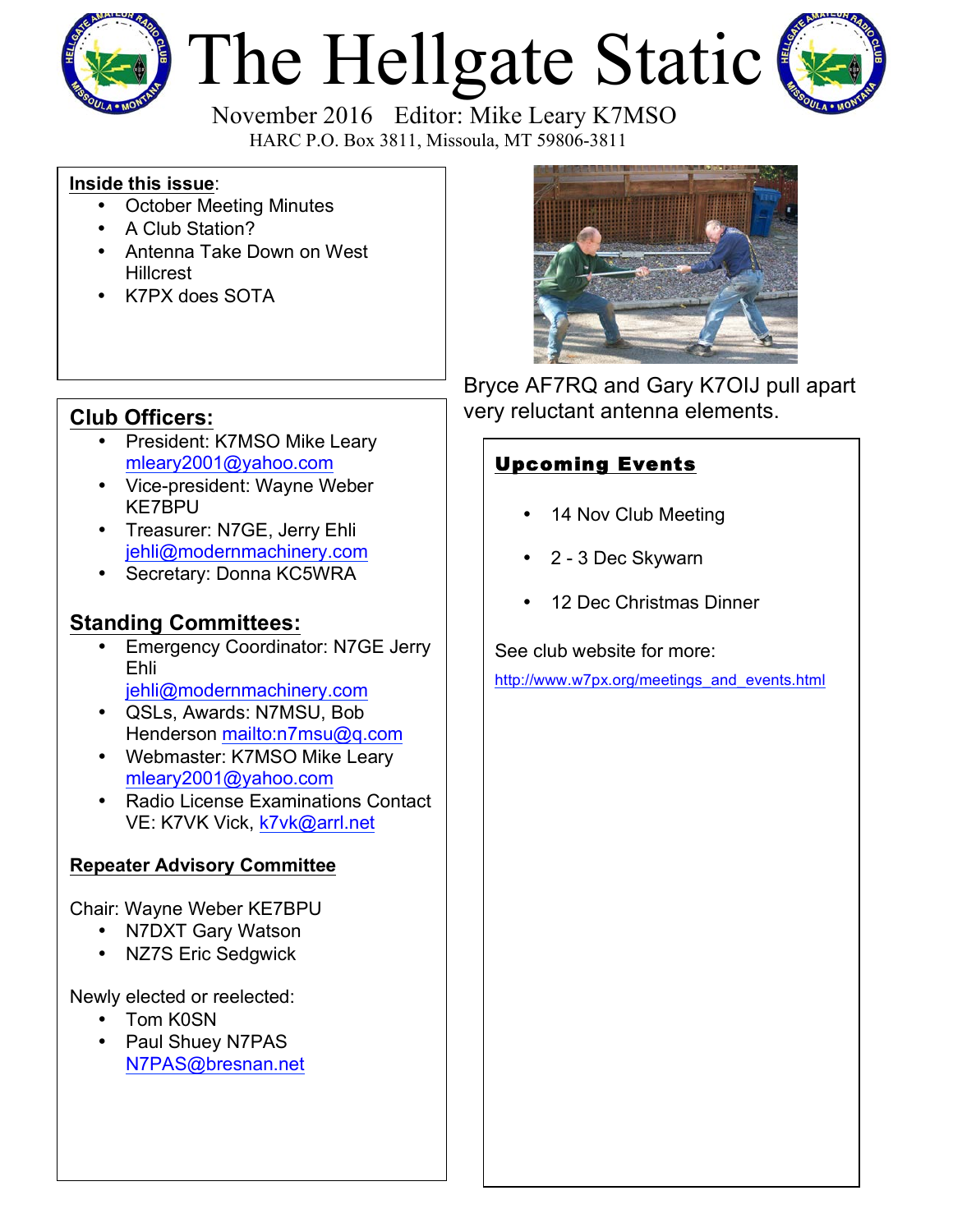# The Hellgate Static

November 2016 Editor: Mike Leary K7MSO

HARC P.O. Box 3811, Missoula, MT 59806-3811

**Inside this issue**:

- October Meeting Minutes
- A Club Station?
- Antenna Take Down on West Hillcrest
- K7PX does SOTA

Bryce AF7RQ and Gary K7OIJ pull apart very reluctant antenna elements.

## Club Officers:

- President: K7MSO Mike Leary mleary2001@yahoo.com
- Vice-president: Wayne Weber KE7BPU
- Treasurer: N7GE, Jerry Ehli jehli@modernmachinery.com
- Secretary: Donna KC5WRA

## Standing Committees:

- Emergency Coordinator: N7GE Jerry Ehli jehli@modernmachinery.com
- QSLs, Awards: N7MSU, Bob Henderson mailto:n7msu@q.com
- Webmaster: K7MSO Mike Leary mleary2001@yahoo.com
- Radio License Examinations Contact VE: K7VK Vick, k7vk@arrl.net

### Repeater Advisory Committee

Chair: Wayne Weber KE7BPU

- N7DXT Gary Watson
- NZ7S Eric Sedgwick

Newly elected or reelected:

- Tom K0SN
- Paul Shuey N7PAS N7PAS@bresnan.net

## Upcoming Events

- 14 Nov Club Meeting
- 2 - 3 Dec Skywarn
- 12 Dec Christmas Dinner

See club website for more:

http://www.w7px.org/meetings_and_events.html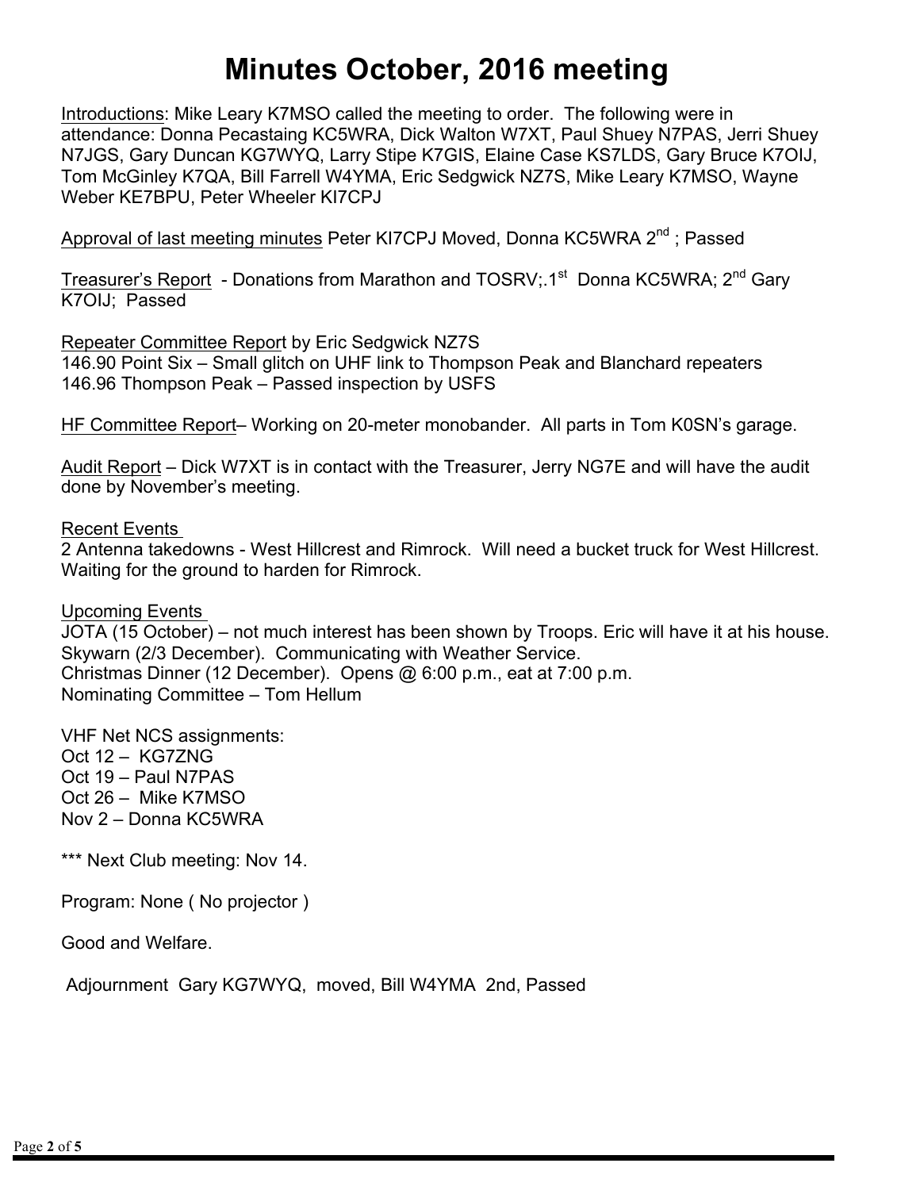# Minutes October, 2016 meeting

Introductions: Mike Leary K7MSO called the meeting to order. The following were in attendance: Donna Pecastaing KC5WRA, Dick Walton W7XT, Paul Shuey N7PAS, Jerri Shuey N7JGS, Gary Duncan KG7WYQ, Larry Stipe K7GIS, Elaine Case KS7LDS, Gary Bruce K7OIJ, Tom McGinley K7QA, Bill Farrell W4YMA, Eric Sedgwick NZ7S, Mike Leary K7MSO, Wayne Weber KE7BPU, Peter Wheeler KI7CPJ

Approval of last meeting minutes Peter KI7CPJ Moved, Donna KC5WRA 2nd ; Passed

Treasurer's Report - Donations from Marathon and TOSRV;.1st Donna KC5WRA; 2nd Gary K7OIJ; Passed

Repeater Committee Report by Eric Sedgwick NZ7S
146.90 Point Six – Small glitch on UHF link to Thompson Peak and Blanchard repeaters
146.96 Thompson Peak – Passed inspection by USFS

HF Committee Report– Working on 20-meter monobander. All parts in Tom K0SN's garage.

Audit Report – Dick W7XT is in contact with the Treasurer, Jerry NG7E and will have the audit done by November's meeting.

Recent Events
2 Antenna takedowns - West Hillcrest and Rimrock. Will need a bucket truck for West Hillcrest. Waiting for the ground to harden for Rimrock.

Upcoming Events
JOTA (15 October) – not much interest has been shown by Troops. Eric will have it at his house.
Skywarn (2/3 December). Communicating with Weather Service.
Christmas Dinner (12 December). Opens @ 6:00 p.m., eat at 7:00 p.m.
Nominating Committee – Tom Hellum

VHF Net NCS assignments:
Oct 12 – KG7ZNG
Oct 19 – Paul N7PAS
Oct 26 – Mike K7MSO
Nov 2 – Donna KC5WRA

*** Next Club meeting: Nov 14.

Program: None ( No projector )

Good and Welfare.

Adjournment Gary KG7WYQ, moved, Bill W4YMA 2nd, Passed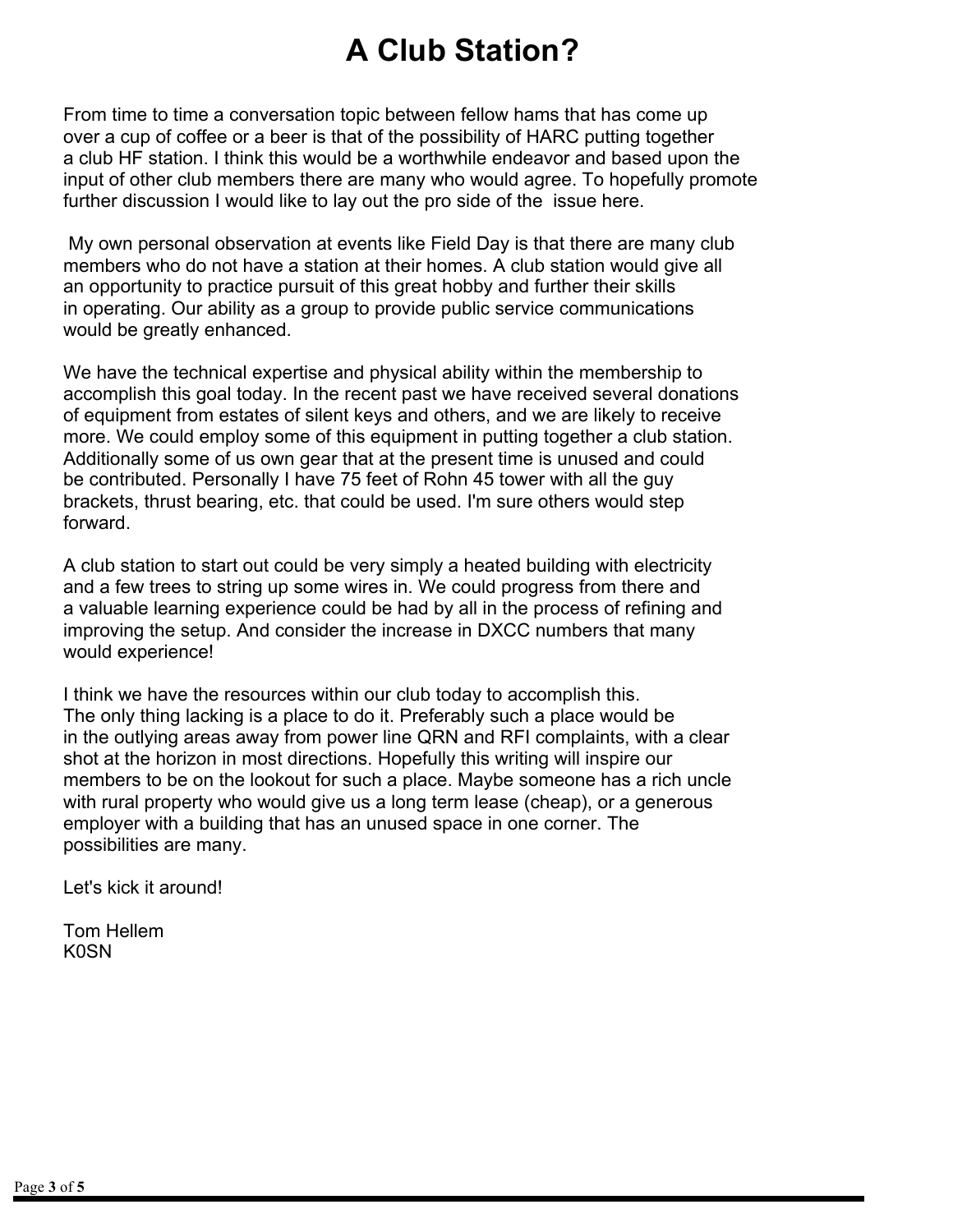# A Club Station?

From time to time a conversation topic between fellow hams that has come up over a cup of coffee or a beer is that of the possibility of HARC putting together a club HF station. I think this would be a worthwhile endeavor and based upon the input of other club members there are many who would agree. To hopefully promote further discussion I would like to lay out the pro side of the issue here.

My own personal observation at events like Field Day is that there are many club members who do not have a station at their homes. A club station would give all an opportunity to practice pursuit of this great hobby and further their skills in operating. Our ability as a group to provide public service communications would be greatly enhanced.

We have the technical expertise and physical ability within the membership to accomplish this goal today. In the recent past we have received several donations of equipment from estates of silent keys and others, and we are likely to receive more. We could employ some of this equipment in putting together a club station. Additionally some of us own gear that at the present time is unused and could be contributed. Personally I have 75 feet of Rohn 45 tower with all the guy brackets, thrust bearing, etc. that could be used. I'm sure others would step forward.

A club station to start out could be very simply a heated building with electricity and a few trees to string up some wires in. We could progress from there and a valuable learning experience could be had by all in the process of refining and improving the setup. And consider the increase in DXCC numbers that many would experience!

I think we have the resources within our club today to accomplish this. The only thing lacking is a place to do it. Preferably such a place would be in the outlying areas away from power line QRN and RFI complaints, with a clear shot at the horizon in most directions. Hopefully this writing will inspire our members to be on the lookout for such a place. Maybe someone has a rich uncle with rural property who would give us a long term lease (cheap), or a generous employer with a building that has an unused space in one corner. The possibilities are many.

Let's kick it around!

Tom Hellem
K0SN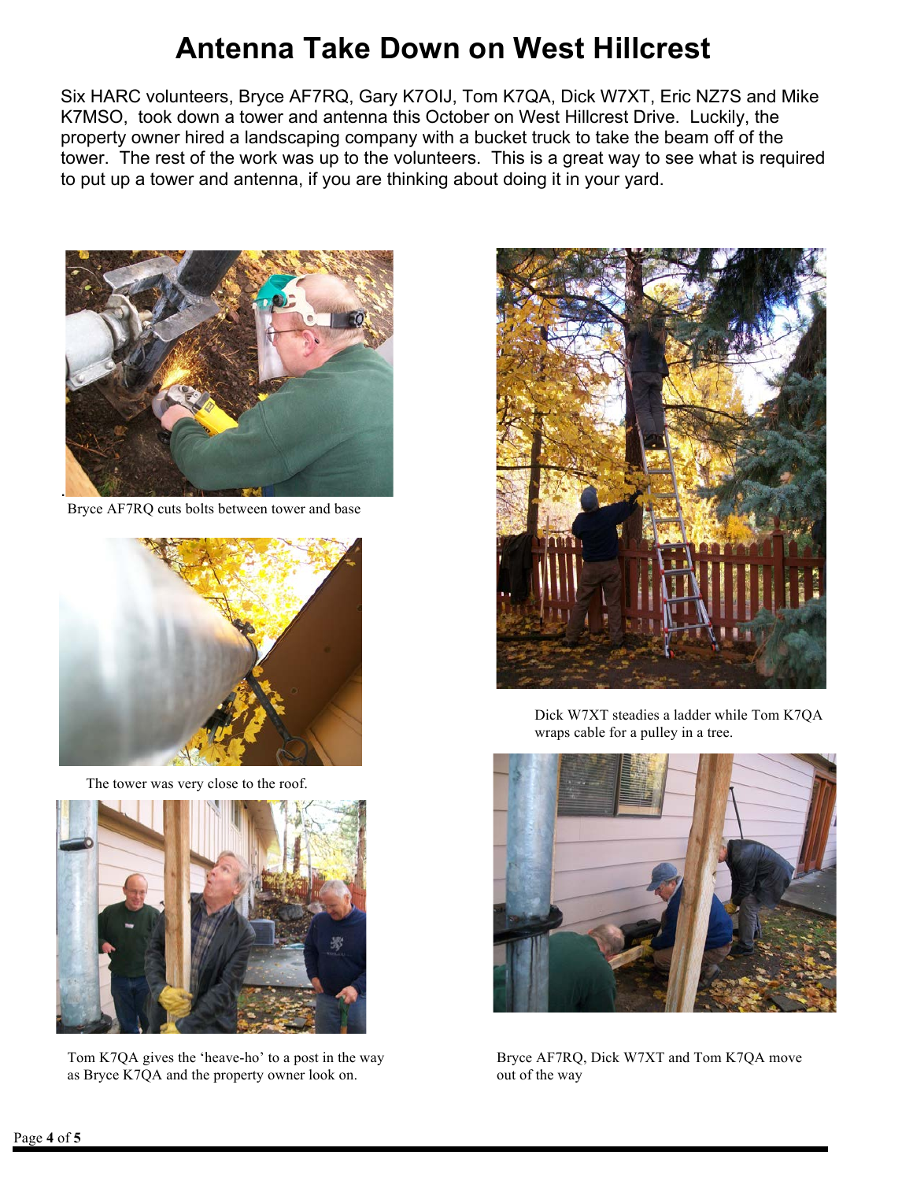# Antenna Take Down on West Hillcrest

Six HARC volunteers, Bryce AF7RQ, Gary K7OIJ, Tom K7QA, Dick W7XT, Eric NZ7S and Mike K7MSO, took down a tower and antenna this October on West Hillcrest Drive. Luckily, the property owner hired a landscaping company with a bucket truck to take the beam off of the tower. The rest of the work was up to the volunteers. This is a great way to see what is required to put up a tower and antenna, if you are thinking about doing it in your yard.

Bryce AF7RQ cuts bolts between tower and base

The tower was very close to the roof.

Tom K7QA gives the 'heave-ho' to a post in the way as Bryce K7QA and the property owner look on.

Dick W7XT steadies a ladder while Tom K7QA wraps cable for a pulley in a tree.

Bryce AF7RQ, Dick W7XT and Tom K7QA move out of the way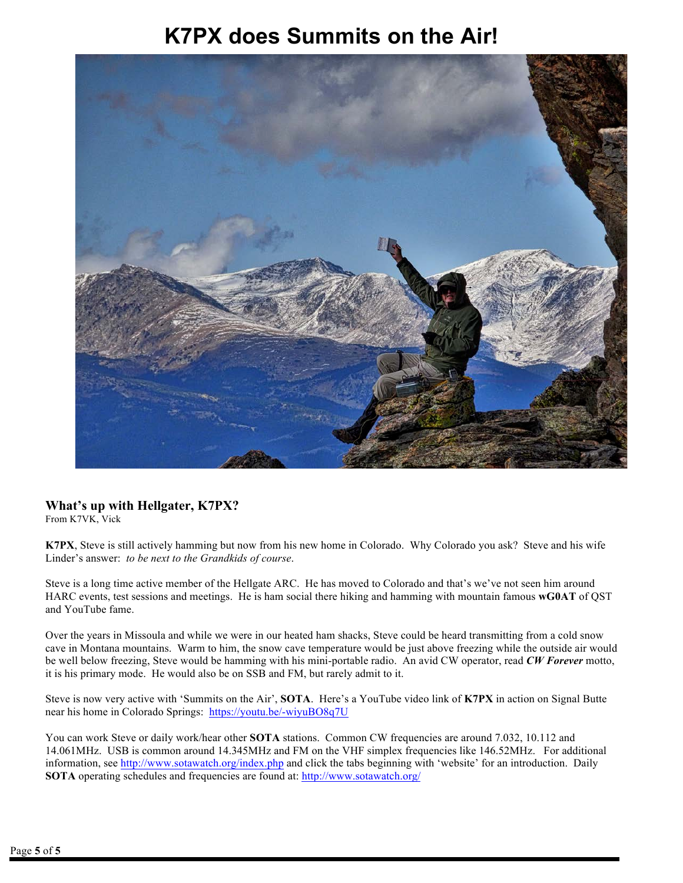# K7PX does Summits on the Air!

### What's up with Hellgater, K7PX?

From K7VK, Vick

**K7PX**, Steve is still actively hamming but now from his new home in Colorado. Why Colorado you ask? Steve and his wife Linder's answer: *to be next to the Grandkids of course*.

Steve is a long time active member of the Hellgate ARC. He has moved to Colorado and that's we've not seen him around HARC events, test sessions and meetings. He is ham social there hiking and hamming with mountain famous **wG0AT** of QST and YouTube fame.

Over the years in Missoula and while we were in our heated ham shacks, Steve could be heard transmitting from a cold snow cave in Montana mountains. Warm to him, the snow cave temperature would be just above freezing while the outside air would be well below freezing, Steve would be hamming with his mini-portable radio. An avid CW operator, read ***CW Forever*** motto, it is his primary mode. He would also be on SSB and FM, but rarely admit to it.

Steve is now very active with 'Summits on the Air', **SOTA**. Here's a YouTube video link of **K7PX** in action on Signal Butte near his home in Colorado Springs: https://youtu.be/-wiyuBO8q7U

You can work Steve or daily work/hear other **SOTA** stations. Common CW frequencies are around 7.032, 10.112 and 14.061MHz. USB is common around 14.345MHz and FM on the VHF simplex frequencies like 146.52MHz. For additional information, see http://www.sotawatch.org/index.php and click the tabs beginning with 'website' for an introduction. Daily **SOTA** operating schedules and frequencies are found at: http://www.sotawatch.org/